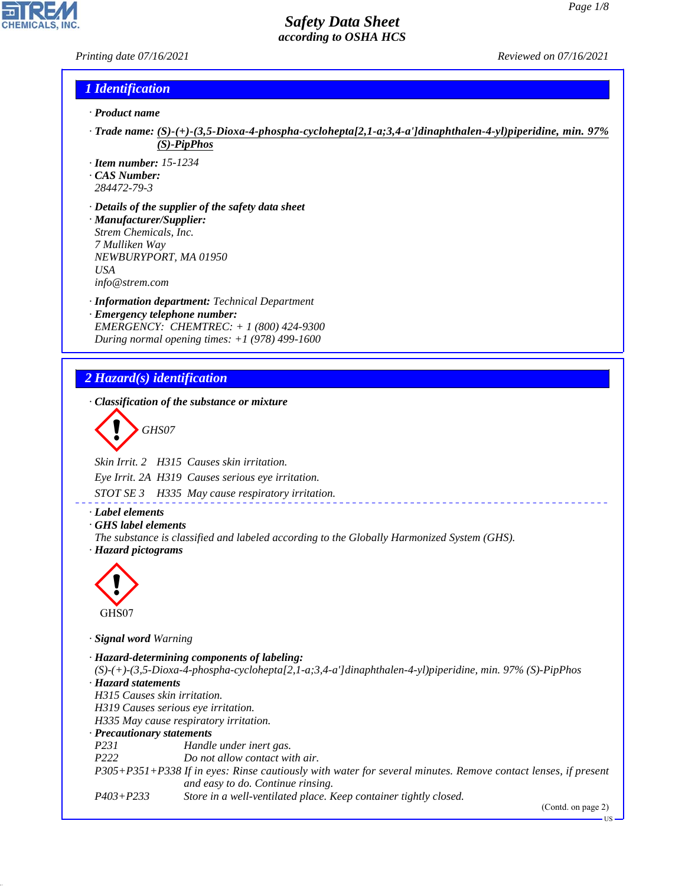# Safety Data Sheet
according to OSHA HCS

Printing date 07/16/2021 Reviewed on 07/16/2021

## 1 Identification

· **Product name**

· **Trade name:** **(S)-(+)-(3,5-Dioxa-4-phospha-cyclohepta[2,1-a;3,4-a']dinaphthalen-4-yl)piperidine, min. 97% (S)-PipPhos**

· **Item number:** 15-1234
· **CAS Number:**
284472-79-3

· **Details of the supplier of the safety data sheet**
· **Manufacturer/Supplier:**
Strem Chemicals, Inc.
7 Mulliken Way
NEWBURYPORT, MA 01950
USA
info@strem.com

· **Information department:** Technical Department
· **Emergency telephone number:**
EMERGENCY: CHEMTREC: + 1 (800) 424-9300
During normal opening times: +1 (978) 499-1600

## 2 Hazard(s) identification

· **Classification of the substance or mixture**

GHS07

Skin Irrit. 2 H315 Causes skin irritation.

Eye Irrit. 2A H319 Causes serious eye irritation.

STOT SE 3 H335 May cause respiratory irritation.

· **Label elements**
· **GHS label elements**
The substance is classified and labeled according to the Globally Harmonized System (GHS).
· **Hazard pictograms**

GHS07

· **Signal word** Warning

· **Hazard-determining components of labeling:**
(S)-(+)-(3,5-Dioxa-4-phospha-cyclohepta[2,1-a;3,4-a']dinaphthalen-4-yl)piperidine, min. 97% (S)-PipPhos
· **Hazard statements**
H315 Causes skin irritation.
H319 Causes serious eye irritation.
H335 May cause respiratory irritation.
· **Precautionary statements**

| | |
|---|---|
| P231 | Handle under inert gas. |
| P222 | Do not allow contact with air. |
| P305+P351+P338 | If in eyes: Rinse cautiously with water for several minutes. Remove contact lenses, if present and easy to do. Continue rinsing. |
| P403+P233 | Store in a well-ventilated place. Keep container tightly closed. |

(Contd. on page 2)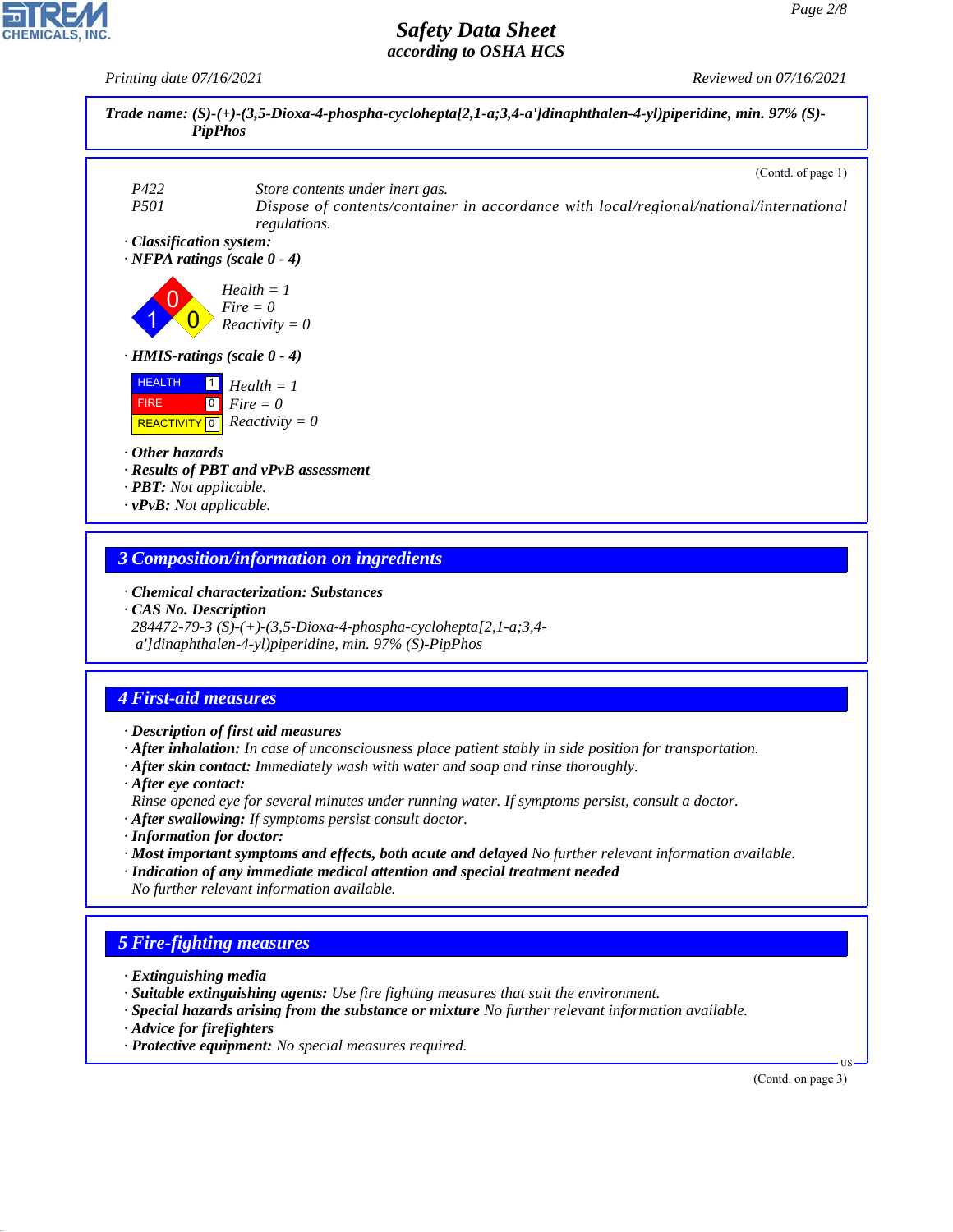**Trade name: (S)-(+)-(3,5-Dioxa-4-phospha-cyclohepta[2,1-a;3,4-a']dinaphthalen-4-yl)piperidine, min. 97% (S)-PipPhos**

(Contd. of page 1)

| | |
|---|---|
| P422 | Store contents under inert gas. |
| P501 | Dispose of contents/container in accordance with local/regional/national/international regulations. |

· **Classification system:**

· **NFPA ratings (scale 0 - 4)**

Health = 1
Fire = 0
Reactivity = 0

· **HMIS-ratings (scale 0 - 4)**

| | | |
|---|---|---|
| HEALTH | 1 | Health = 1 |
| FIRE | 0 | Fire = 0 |
| REACTIVITY | 0 | Reactivity = 0 |

· **Other hazards**
· **Results of PBT and vPvB assessment**
· **PBT:** Not applicable.
· **vPvB:** Not applicable.

## 3 Composition/information on ingredients

· **Chemical characterization: Substances**
· **CAS No. Description**
284472-79-3 (S)-(+)-(3,5-Dioxa-4-phospha-cyclohepta[2,1-a;3,4-a']dinaphthalen-4-yl)piperidine, min. 97% (S)-PipPhos

## 4 First-aid measures

· **Description of first aid measures**
· **After inhalation:** In case of unconsciousness place patient stably in side position for transportation.
· **After skin contact:** Immediately wash with water and soap and rinse thoroughly.
· **After eye contact:**
Rinse opened eye for several minutes under running water. If symptoms persist, consult a doctor.
· **After swallowing:** If symptoms persist consult doctor.
· **Information for doctor:**
· **Most important symptoms and effects, both acute and delayed** No further relevant information available.
· **Indication of any immediate medical attention and special treatment needed**
No further relevant information available.

## 5 Fire-fighting measures

· **Extinguishing media**
· **Suitable extinguishing agents:** Use fire fighting measures that suit the environment.
· **Special hazards arising from the substance or mixture** No further relevant information available.
· **Advice for firefighters**
· **Protective equipment:** No special measures required.

(Contd. on page 3)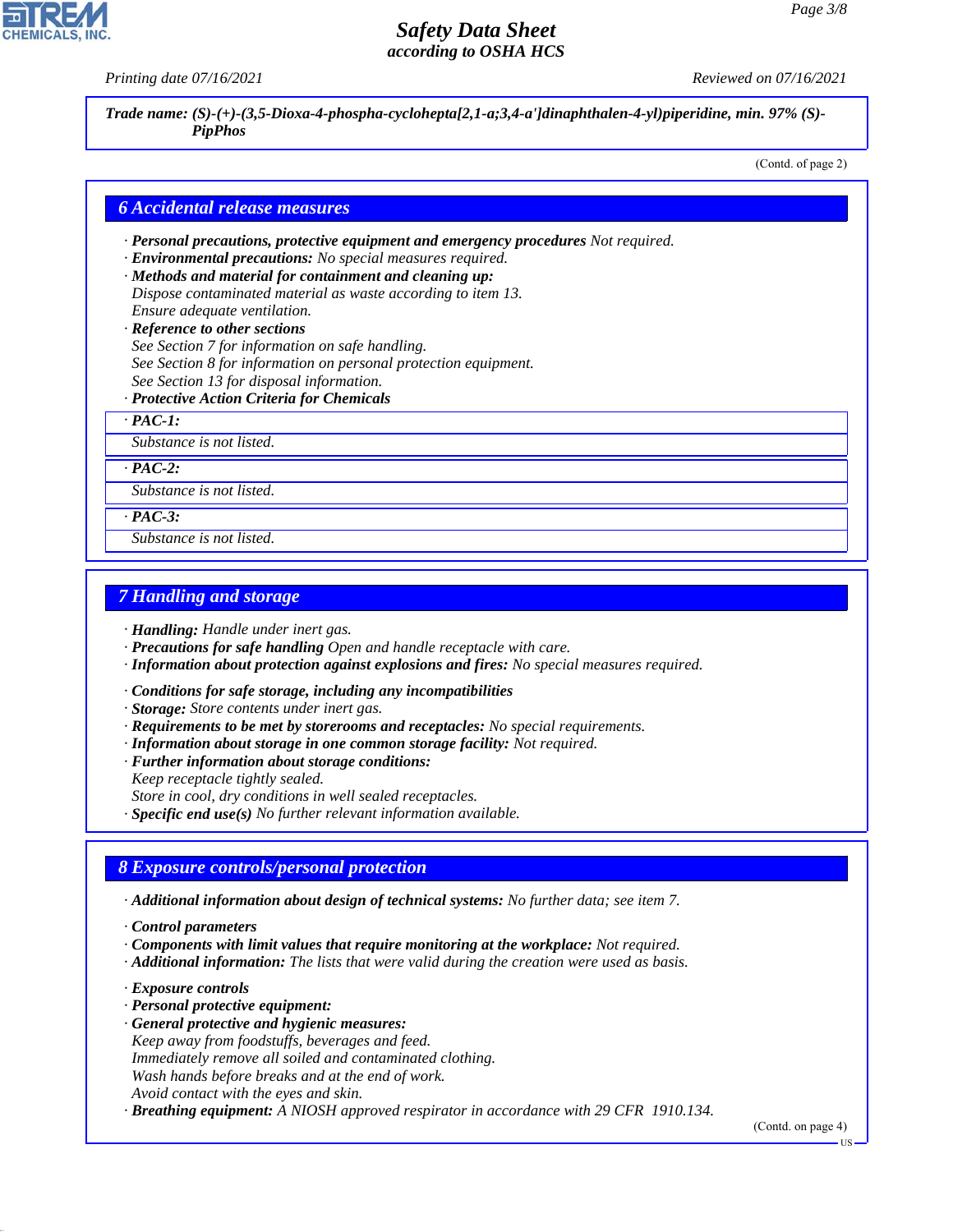**Trade name: (S)-(+)-(3,5-Dioxa-4-phospha-cyclohepta[2,1-a;3,4-a']dinaphthalen-4-yl)piperidine, min. 97% (S)-PipPhos**

(Contd. of page 2)

## 6 Accidental release measures

· **Personal precautions, protective equipment and emergency procedures** Not required.
· **Environmental precautions:** No special measures required.
· **Methods and material for containment and cleaning up:**
Dispose contaminated material as waste according to item 13.
Ensure adequate ventilation.
· **Reference to other sections**
See Section 7 for information on safe handling.
See Section 8 for information on personal protection equipment.
See Section 13 for disposal information.
· **Protective Action Criteria for Chemicals**

· **PAC-1:**
Substance is not listed.

· **PAC-2:**
Substance is not listed.

· **PAC-3:**
Substance is not listed.

## 7 Handling and storage

· **Handling:** Handle under inert gas.
· **Precautions for safe handling** Open and handle receptacle with care.
· **Information about protection against explosions and fires:** No special measures required.

· **Conditions for safe storage, including any incompatibilities**
· **Storage:** Store contents under inert gas.
· **Requirements to be met by storerooms and receptacles:** No special requirements.
· **Information about storage in one common storage facility:** Not required.
· **Further information about storage conditions:**
Keep receptacle tightly sealed.
Store in cool, dry conditions in well sealed receptacles.
· **Specific end use(s)** No further relevant information available.

## 8 Exposure controls/personal protection

· **Additional information about design of technical systems:** No further data; see item 7.

· **Control parameters**
· **Components with limit values that require monitoring at the workplace:** Not required.
· **Additional information:** The lists that were valid during the creation were used as basis.

· **Exposure controls**
· **Personal protective equipment:**
· **General protective and hygienic measures:**
Keep away from foodstuffs, beverages and feed.
Immediately remove all soiled and contaminated clothing.
Wash hands before breaks and at the end of work.
Avoid contact with the eyes and skin.
· **Breathing equipment:** A NIOSH approved respirator in accordance with 29 CFR 1910.134.

(Contd. on page 4)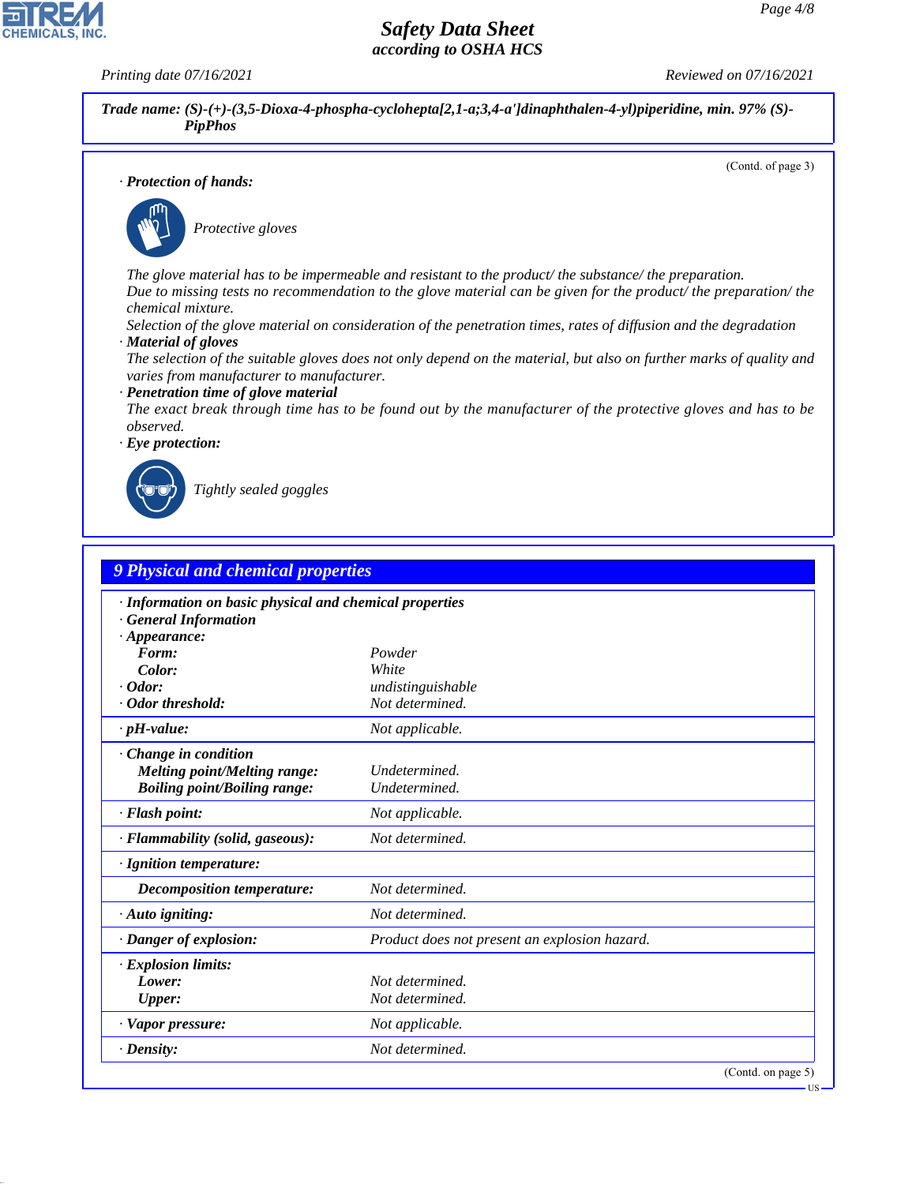**Trade name: (S)-(+)-(3,5-Dioxa-4-phospha-cyclohepta[2,1-a;3,4-a']dinaphthalen-4-yl)piperidine, min. 97% (S)-PipPhos**

(Contd. of page 3)

· **Protection of hands:**

Protective gloves

The glove material has to be impermeable and resistant to the product/ the substance/ the preparation.
Due to missing tests no recommendation to the glove material can be given for the product/ the preparation/ the chemical mixture.
Selection of the glove material on consideration of the penetration times, rates of diffusion and the degradation

· **Material of gloves**
The selection of the suitable gloves does not only depend on the material, but also on further marks of quality and varies from manufacturer to manufacturer.

· **Penetration time of glove material**
The exact break through time has to be found out by the manufacturer of the protective gloves and has to be observed.

· **Eye protection:**

Tightly sealed goggles

## 9 Physical and chemical properties

| | |
|---|---|
| · **Information on basic physical and chemical properties** | |
| · **General Information** | |
| · **Appearance:** | |
| **Form:** | Powder |
| **Color:** | White |
| · **Odor:** | undistinguishable |
| · **Odor threshold:** | Not determined. |
| · **pH-value:** | Not applicable. |
| · **Change in condition** | |
| **Melting point/Melting range:** | Undetermined. |
| **Boiling point/Boiling range:** | Undetermined. |
| · **Flash point:** | Not applicable. |
| · **Flammability (solid, gaseous):** | Not determined. |
| · **Ignition temperature:** | |
| **Decomposition temperature:** | Not determined. |
| · **Auto igniting:** | Not determined. |
| · **Danger of explosion:** | Product does not present an explosion hazard. |
| · **Explosion limits:** | |
| **Lower:** | Not determined. |
| **Upper:** | Not determined. |
| · **Vapor pressure:** | Not applicable. |
| · **Density:** | Not determined. |

(Contd. on page 5)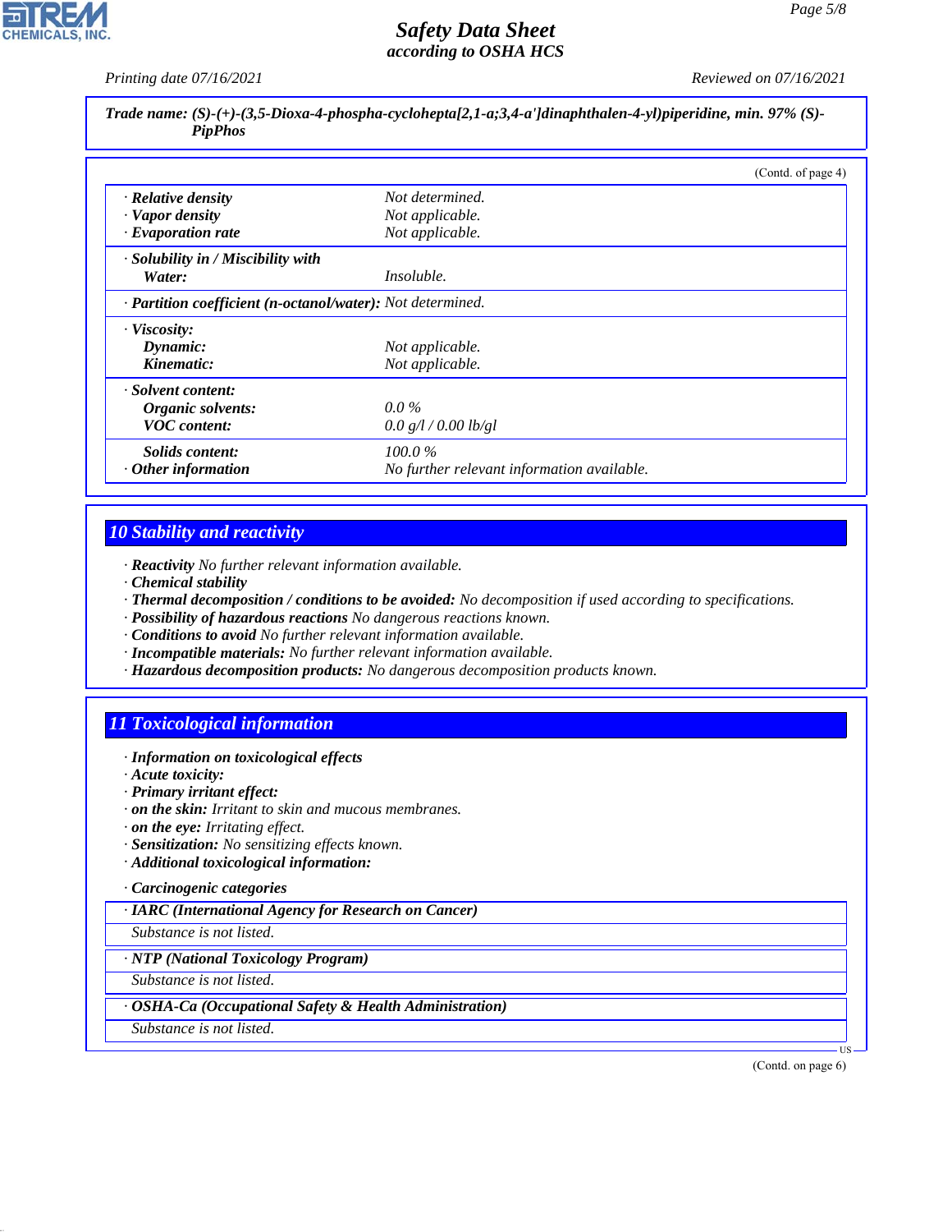**Trade name: (S)-(+)-(3,5-Dioxa-4-phospha-cyclohepta[2,1-a;3,4-a']dinaphthalen-4-yl)piperidine, min. 97% (S)-PipPhos**

(Contd. of page 4)

| | |
|---|---|
| · **Relative density** | Not determined. |
| · **Vapor density** | Not applicable. |
| · **Evaporation rate** | Not applicable. |
| · **Solubility in / Miscibility with** | |
| **Water:** | Insoluble. |
| · **Partition coefficient (n-octanol/water):** | Not determined. |
| · **Viscosity:** | |
| **Dynamic:** | Not applicable. |
| **Kinematic:** | Not applicable. |
| · **Solvent content:** | |
| **Organic solvents:** | 0.0 % |
| **VOC content:** | 0.0 g/l / 0.00 lb/gl |
| **Solids content:** | 100.0 % |
| · **Other information** | No further relevant information available. |

## 10 Stability and reactivity

· **Reactivity** No further relevant information available.
· **Chemical stability**
· **Thermal decomposition / conditions to be avoided:** No decomposition if used according to specifications.
· **Possibility of hazardous reactions** No dangerous reactions known.
· **Conditions to avoid** No further relevant information available.
· **Incompatible materials:** No further relevant information available.
· **Hazardous decomposition products:** No dangerous decomposition products known.

## 11 Toxicological information

· **Information on toxicological effects**
· **Acute toxicity:**
· **Primary irritant effect:**
· **on the skin:** Irritant to skin and mucous membranes.
· **on the eye:** Irritating effect.
· **Sensitization:** No sensitizing effects known.
· **Additional toxicological information:**

· **Carcinogenic categories**

· **IARC (International Agency for Research on Cancer)**

Substance is not listed.

· **NTP (National Toxicology Program)**

Substance is not listed.

· **OSHA-Ca (Occupational Safety & Health Administration)**

Substance is not listed.

(Contd. on page 6)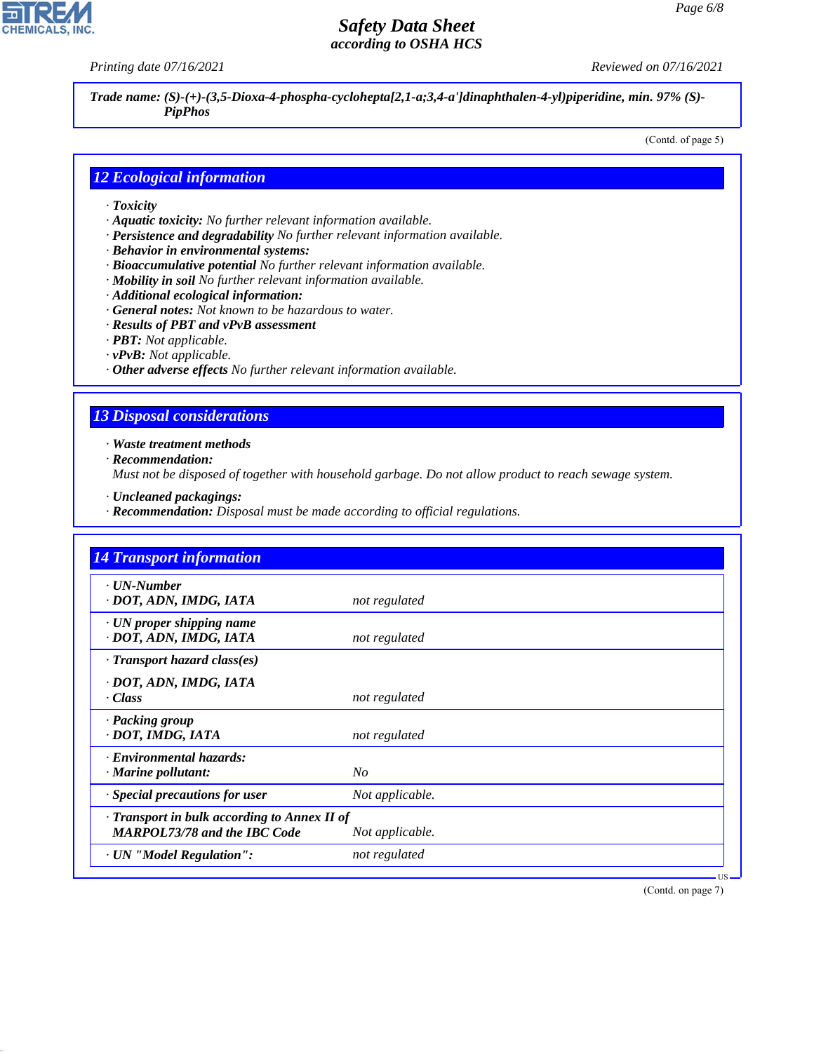**Trade name: (S)-(+)-(3,5-Dioxa-4-phospha-cyclohepta[2,1-a;3,4-a']dinaphthalen-4-yl)piperidine, min. 97% (S)-PipPhos**

(Contd. of page 5)

## 12 Ecological information

- **Toxicity**
- **Aquatic toxicity:** No further relevant information available.
- **Persistence and degradability** No further relevant information available.
- **Behavior in environmental systems:**
- **Bioaccumulative potential** No further relevant information available.
- **Mobility in soil** No further relevant information available.
- **Additional ecological information:**
- **General notes:** Not known to be hazardous to water.
- **Results of PBT and vPvB assessment**
- **PBT:** Not applicable.
- **vPvB:** Not applicable.
- **Other adverse effects** No further relevant information available.

## 13 Disposal considerations

- **Waste treatment methods**
- **Recommendation:**
  Must not be disposed of together with household garbage. Do not allow product to reach sewage system.
- **Uncleaned packagings:**
- **Recommendation:** Disposal must be made according to official regulations.

## 14 Transport information

| | |
|---|---|
| **UN-Number** | |
| **DOT, ADN, IMDG, IATA** | not regulated |
| **UN proper shipping name** | |
| **DOT, ADN, IMDG, IATA** | not regulated |
| **Transport hazard class(es)** | |
| **DOT, ADN, IMDG, IATA** | |
| **Class** | not regulated |
| **Packing group** | |
| **DOT, IMDG, IATA** | not regulated |
| **Environmental hazards:** | |
| **Marine pollutant:** | No |
| **Special precautions for user** | Not applicable. |
| **Transport in bulk according to Annex II of MARPOL73/78 and the IBC Code** | Not applicable. |
| **UN "Model Regulation":** | not regulated |

(Contd. on page 7)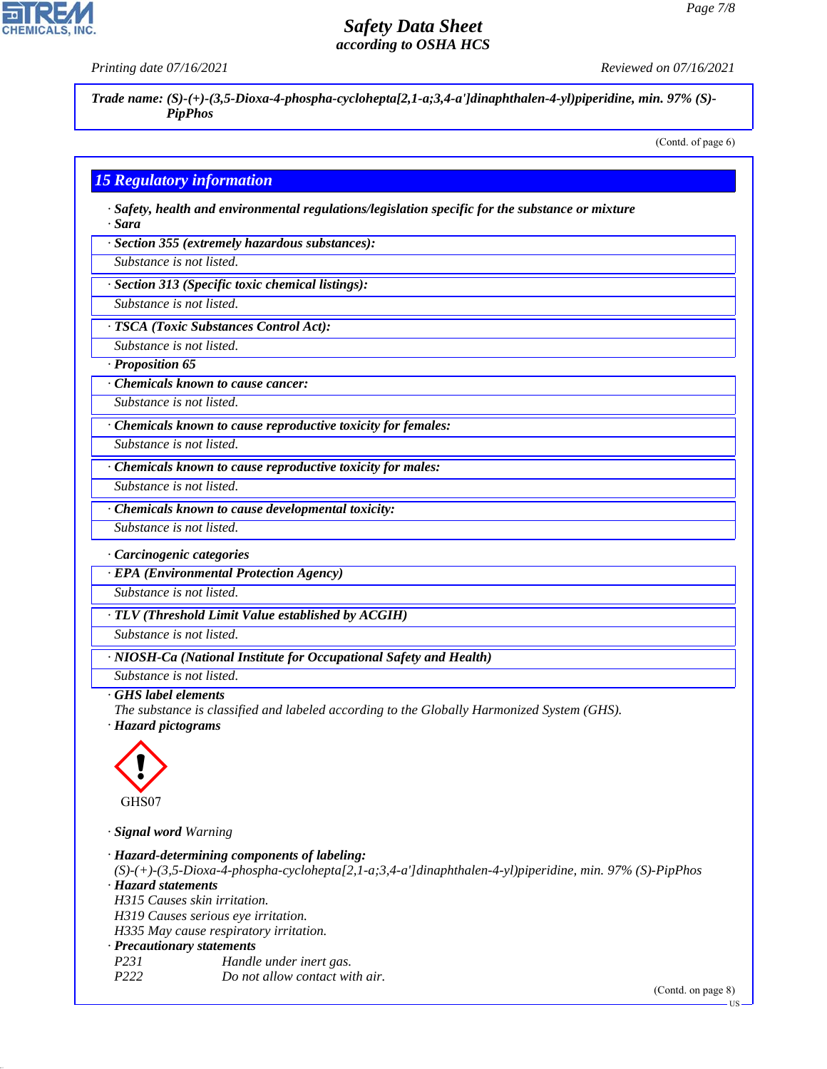**Trade name: (S)-(+)-(3,5-Dioxa-4-phospha-cyclohepta[2,1-a;3,4-a']dinaphthalen-4-yl)piperidine, min. 97% (S)-PipPhos**

(Contd. of page 6)

## 15 Regulatory information

· **Safety, health and environmental regulations/legislation specific for the substance or mixture**
· **Sara**

· **Section 355 (extremely hazardous substances):**
Substance is not listed.

· **Section 313 (Specific toxic chemical listings):**
Substance is not listed.

· **TSCA (Toxic Substances Control Act):**
Substance is not listed.

· **Proposition 65**

· **Chemicals known to cause cancer:**
Substance is not listed.

· **Chemicals known to cause reproductive toxicity for females:**
Substance is not listed.

· **Chemicals known to cause reproductive toxicity for males:**
Substance is not listed.

· **Chemicals known to cause developmental toxicity:**
Substance is not listed.

· **Carcinogenic categories**

· **EPA (Environmental Protection Agency)**
Substance is not listed.

· **TLV (Threshold Limit Value established by ACGIH)**
Substance is not listed.

· **NIOSH-Ca (National Institute for Occupational Safety and Health)**
Substance is not listed.

· **GHS label elements**
The substance is classified and labeled according to the Globally Harmonized System (GHS).

· **Hazard pictograms**

GHS07

· **Signal word** Warning

· **Hazard-determining components of labeling:**
(S)-(+)-(3,5-Dioxa-4-phospha-cyclohepta[2,1-a;3,4-a']dinaphthalen-4-yl)piperidine, min. 97% (S)-PipPhos

· **Hazard statements**
H315 Causes skin irritation.
H319 Causes serious eye irritation.
H335 May cause respiratory irritation.

· **Precautionary statements**
P231 Handle under inert gas.
P222 Do not allow contact with air.

(Contd. on page 8)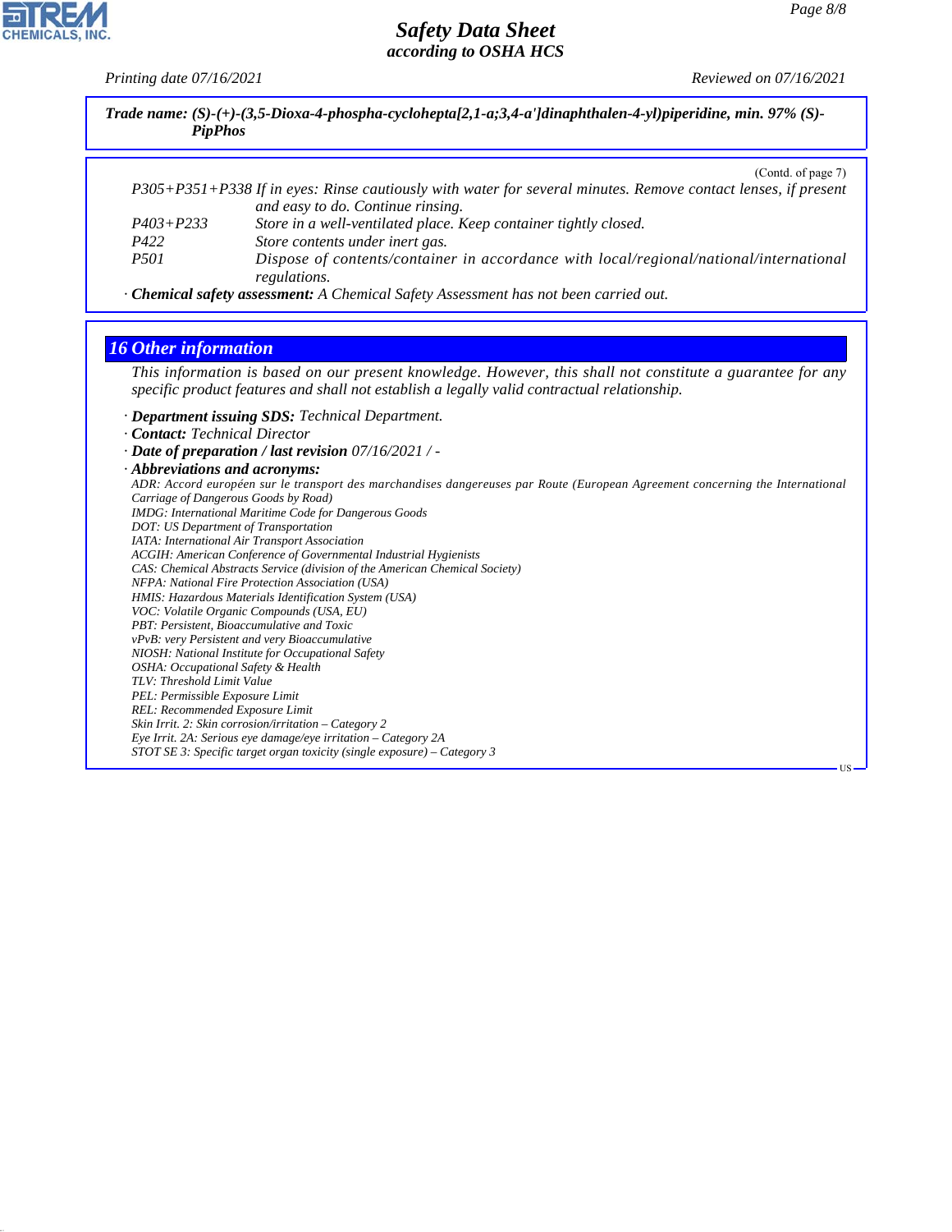**Trade name: (S)-(+)-(3,5-Dioxa-4-phospha-cyclohepta[2,1-a;3,4-a']dinaphthalen-4-yl)piperidine, min. 97% (S)-PipPhos**

(Contd. of page 7)

| | |
|---|---|
| P305+P351+P338 | If in eyes: Rinse cautiously with water for several minutes. Remove contact lenses, if present and easy to do. Continue rinsing. |
| P403+P233 | Store in a well-ventilated place. Keep container tightly closed. |
| P422 | Store contents under inert gas. |
| P501 | Dispose of contents/container in accordance with local/regional/national/international regulations. |

· **Chemical safety assessment:** A Chemical Safety Assessment has not been carried out.

## 16 Other information

This information is based on our present knowledge. However, this shall not constitute a guarantee for any specific product features and shall not establish a legally valid contractual relationship.

· **Department issuing SDS:** Technical Department.
· **Contact:** Technical Director
· **Date of preparation / last revision** 07/16/2021 / -
· **Abbreviations and acronyms:**
ADR: Accord européen sur le transport des marchandises dangereuses par Route (European Agreement concerning the International Carriage of Dangerous Goods by Road)
IMDG: International Maritime Code for Dangerous Goods
DOT: US Department of Transportation
IATA: International Air Transport Association
ACGIH: American Conference of Governmental Industrial Hygienists
CAS: Chemical Abstracts Service (division of the American Chemical Society)
NFPA: National Fire Protection Association (USA)
HMIS: Hazardous Materials Identification System (USA)
VOC: Volatile Organic Compounds (USA, EU)
PBT: Persistent, Bioaccumulative and Toxic
vPvB: very Persistent and very Bioaccumulative
NIOSH: National Institute for Occupational Safety
OSHA: Occupational Safety & Health
TLV: Threshold Limit Value
PEL: Permissible Exposure Limit
REL: Recommended Exposure Limit
Skin Irrit. 2: Skin corrosion/irritation – Category 2
Eye Irrit. 2A: Serious eye damage/eye irritation – Category 2A
STOT SE 3: Specific target organ toxicity (single exposure) – Category 3